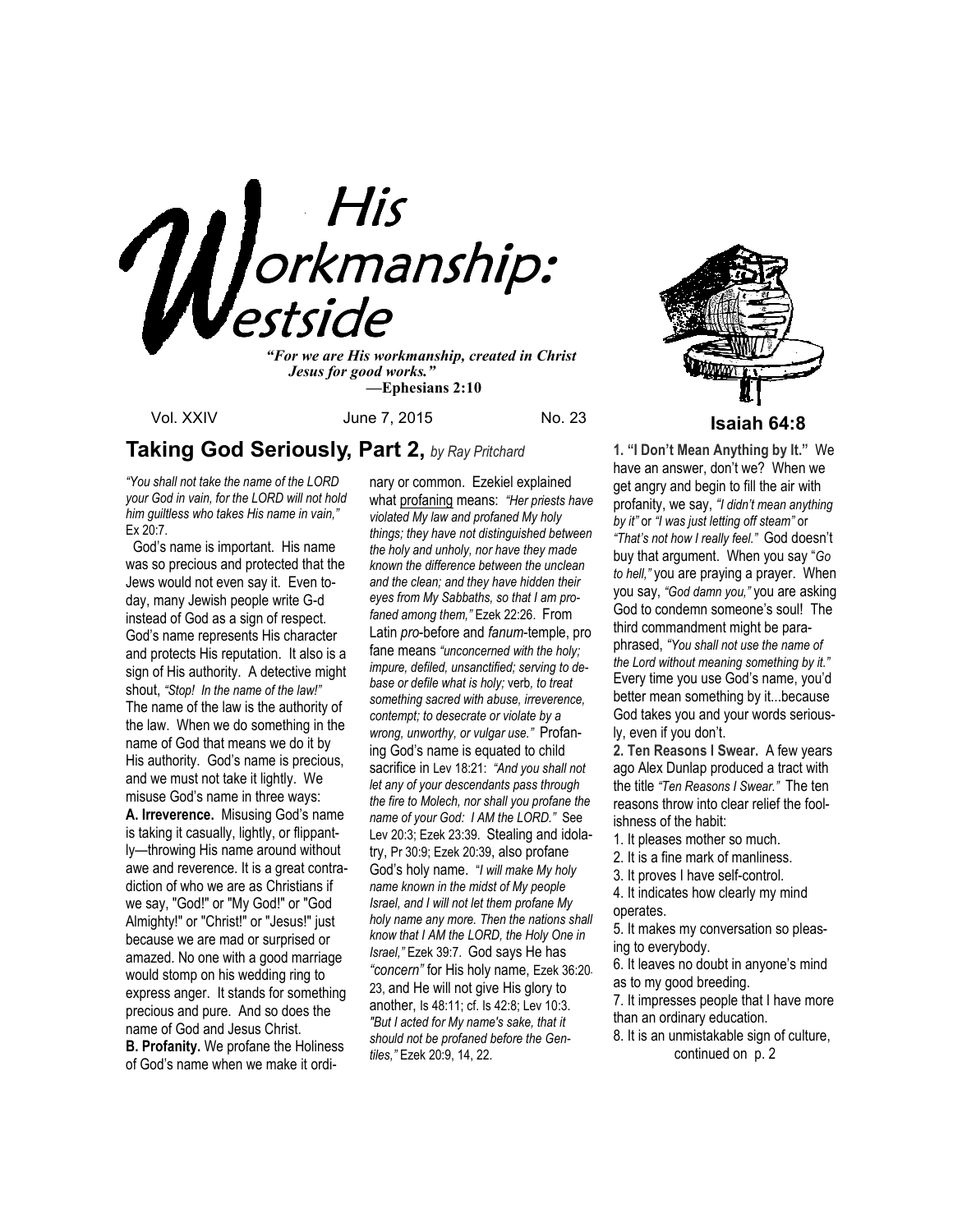# His Workmanship: Westside

***"For we are His workmanship, created in Christ Jesus for good works."***
**—Ephesians 2:10**

Vol. XXIV June 7, 2015 No. 23

**Isaiah 64:8**

## Taking God Seriously, Part 2, *by Ray Pritchard*

*"You shall not take the name of the LORD your God in vain, for the LORD will not hold him guiltless who takes His name in vain,"* Ex 20:7.

God's name is important. His name was so precious and protected that the Jews would not even say it. Even today, many Jewish people write G-d instead of God as a sign of respect. God's name represents His character and protects His reputation. It also is a sign of His authority. A detective might shout, *"Stop! In the name of the law!"* The name of the law is the authority of the law. When we do something in the name of God that means we do it by His authority. God's name is precious, and we must not take it lightly. We misuse God's name in three ways:

**A. Irreverence.** Misusing God's name is taking it casually, lightly, or flippantly—throwing His name around without awe and reverence. It is a great contradiction of who we are as Christians if we say, "God!" or "My God!" or "God Almighty!" or "Christ!" or "Jesus!" just because we are mad or surprised or amazed. No one with a good marriage would stomp on his wedding ring to express anger. It stands for something precious and pure. And so does the name of God and Jesus Christ.

**B. Profanity.** We profane the Holiness of God's name when we make it ordinary or common. Ezekiel explained what profaning means: *"Her priests have violated My law and profaned My holy things; they have not distinguished between the holy and unholy, nor have they made known the difference between the unclean and the clean; and they have hidden their eyes from My Sabbaths, so that I am profaned among them,"* Ezek 22:26. From Latin *pro*-before and *fanum*-temple, pro fane means *"unconcerned with the holy; impure, defiled, unsanctified; serving to debase or defile what is holy;* verb*, to treat something sacred with abuse, irreverence, contempt; to desecrate or violate by a wrong, unworthy, or vulgar use."* Profaning God's name is equated to child sacrifice in Lev 18:21: *"And you shall not let any of your descendants pass through the fire to Molech, nor shall you profane the name of your God: I AM the LORD."* See Lev 20:3; Ezek 23:39. Stealing and idolatry, Pr 30:9; Ezek 20:39, also profane God's holy name. *"I will make My holy name known in the midst of My people Israel, and I will not let them profane My holy name any more. Then the nations shall know that I AM the LORD, the Holy One in Israel,"* Ezek 39:7. God says He has *"concern"* for His holy name, Ezek 36:20-23, and He will not give His glory to another, Is 48:11; cf. Is 42:8; Lev 10:3. *"But I acted for My name's sake, that it should not be profaned before the Gentiles,"* Ezek 20:9, 14, 22.

**1. "I Don't Mean Anything by It."** We have an answer, don't we? When we get angry and begin to fill the air with profanity, we say, *"I didn't mean anything by it"* or *"I was just letting off steam"* or *"That's not how I really feel."* God doesn't buy that argument. When you say "*Go to hell,"* you are praying a prayer. When you say, *"God damn you,"* you are asking God to condemn someone's soul! The third commandment might be paraphrased, *"You shall not use the name of the Lord without meaning something by it."* Every time you use God's name, you'd better mean something by it...because God takes you and your words seriously, even if you don't.

**2. Ten Reasons I Swear.** A few years ago Alex Dunlap produced a tract with the title *"Ten Reasons I Swear."* The ten reasons throw into clear relief the foolishness of the habit:

1. It pleases mother so much.
2. It is a fine mark of manliness.
3. It proves I have self-control.
4. It indicates how clearly my mind operates.
5. It makes my conversation so pleasing to everybody.
6. It leaves no doubt in anyone's mind as to my good breeding.
7. It impresses people that I have more than an ordinary education.
8. It is an unmistakable sign of culture,

continued on p. 2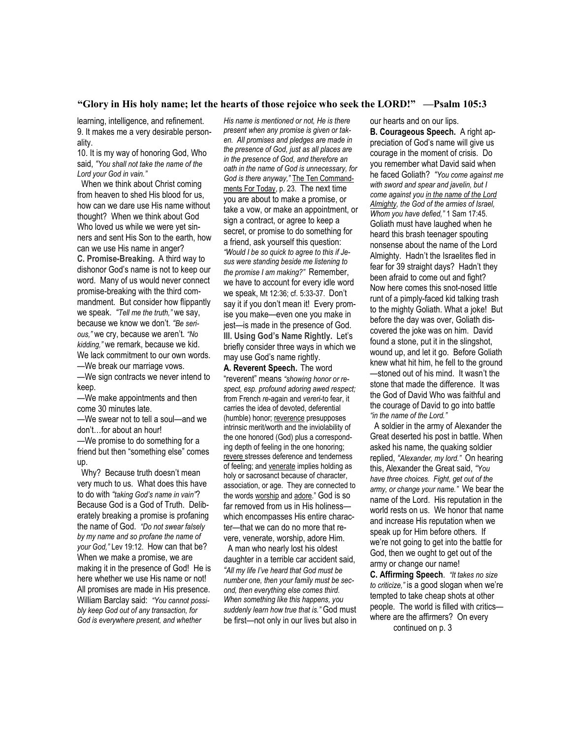**"Glory in His holy name; let the hearts of those rejoice who seek the LORD!" —Psalm 105:3**

learning, intelligence, and refinement.

9. It makes me a very desirable personality.

10. It is my way of honoring God, Who said, *"You shall not take the name of the Lord your God in vain."*

When we think about Christ coming from heaven to shed His blood for us, how can we dare use His name without thought? When we think about God Who loved us while we were yet sinners and sent His Son to the earth, how can we use His name in anger?

**C. Promise-Breaking.** A third way to dishonor God's name is not to keep our word. Many of us would never connect promise-breaking with the third commandment. But consider how flippantly we speak. *"Tell me the truth,"* we say, because we know we don't. *"Be serious,"* we cry, because we aren't. *"No kidding,"* we remark, because we kid. We lack commitment to our own words.

—We break our marriage vows.

—We sign contracts we never intend to keep.

—We make appointments and then come 30 minutes late.

—We swear not to tell a soul—and we don't…for about an hour!

—We promise to do something for a friend but then "something else" comes up.

Why? Because truth doesn't mean very much to us. What does this have to do with *"taking God's name in vain"*? Because God is a God of Truth. Deliberately breaking a promise is profaning the name of God. *"Do not swear falsely by my name and so profane the name of your God,"* Lev 19:12. How can that be? When we make a promise, we are making it in the presence of God! He is here whether we use His name or not! All promises are made in His presence. William Barclay said: *"You cannot possibly keep God out of any transaction, for God is everywhere present, and whether His name is mentioned or not, He is there present when any promise is given or taken. All promises and pledges are made in the presence of God, just as all places are in the presence of God, and therefore an oath in the name of God is unnecessary, for God is there anyway,"* The Ten Commandments For Today, p. 23. The next time you are about to make a promise, or take a vow, or make an appointment, or sign a contract, or agree to keep a secret, or promise to do something for a friend, ask yourself this question: *"Would I be so quick to agree to this if Jesus were standing beside me listening to the promise I am making?"* Remember, we have to account for every idle word we speak, Mt 12:36; cf. 5:33-37. Don't say it if you don't mean it! Every promise you make—even one you make in jest—is made in the presence of God.

**III. Using God's Name Rightly.** Let's briefly consider three ways in which we may use God's name rightly.

**A. Reverent Speech.** The word "reverent" means *"showing honor or respect, esp. profound adoring awed respect;* from French *re*-again and *vereri*-to fear, it carries the idea of devoted, deferential (humble) honor; reverence presupposes intrinsic merit/worth and the inviolability of the one honored (God) plus a corresponding depth of feeling in the one honoring; revere stresses deference and tenderness of feeling; and venerate implies holding as holy or sacrosanct because of character, association, or age. They are connected to the words worship and adore." God is so far removed from us in His holiness—which encompasses His entire character—that we can do no more that revere, venerate, worship, adore Him.

A man who nearly lost his oldest daughter in a terrible car accident said, *"All my life I've heard that God must be number one, then your family must be second, then everything else comes third. When something like this happens, you suddenly learn how true that is."* God must be first—not only in our lives but also in our hearts and on our lips.

**B. Courageous Speech.** A right appreciation of God's name will give us courage in the moment of crisis. Do you remember what David said when he faced Goliath? *"You come against me with sword and spear and javelin, but I come against you in the name of the Lord Almighty, the God of the armies of Israel, Whom you have defied,"* 1 Sam 17:45. Goliath must have laughed when he heard this brash teenager spouting nonsense about the name of the Lord Almighty. Hadn't the Israelites fled in fear for 39 straight days? Hadn't they been afraid to come out and fight? Now here comes this snot-nosed little runt of a pimply-faced kid talking trash to the mighty Goliath. What a joke! But before the day was over, Goliath discovered the joke was on him. David found a stone, put it in the slingshot, wound up, and let it go. Before Goliath knew what hit him, he fell to the ground—stoned out of his mind. It wasn't the stone that made the difference. It was the God of David Who was faithful and the courage of David to go into battle *"in the name of the Lord."*

A soldier in the army of Alexander the Great deserted his post in battle. When asked his name, the quaking soldier replied, *"Alexander, my lord."* On hearing this, Alexander the Great said, *"You have three choices. Fight, get out of the army, or change your name."* We bear the name of the Lord. His reputation in the world rests on us. We honor that name and increase His reputation when we speak up for Him before others. If we're not going to get into the battle for God, then we ought to get out of the army or change our name!

**C. Affirming Speech**. *"It takes no size to criticize,"* is a good slogan when we're tempted to take cheap shots at other people. The world is filled with critics—where are the affirmers? On every

continued on p. 3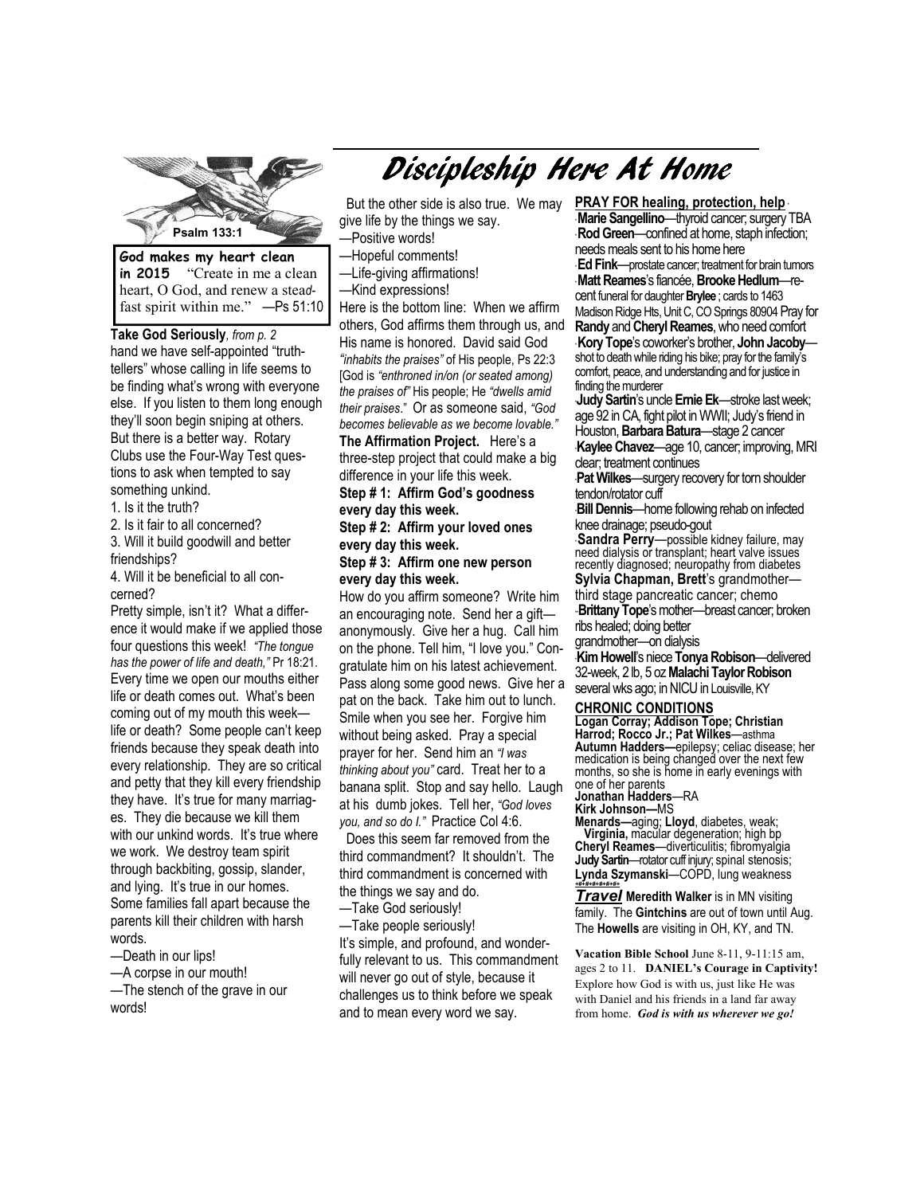# Discipleship Here At Home

Psalm 133:1

**God makes my heart clean in 2015** "Create in me a clean heart, O God, and renew a steadfast spirit within me." —Ps 51:10

**Take God Seriously**, *from p. 2*

hand we have self-appointed "truth-tellers" whose calling in life seems to be finding what's wrong with everyone else. If you listen to them long enough they'll soon begin sniping at others. But there is a better way. Rotary Clubs use the Four-Way Test questions to ask when tempted to say something unkind.

1. Is it the truth?
2. Is it fair to all concerned?
3. Will it build goodwill and better friendships?
4. Will it be beneficial to all concerned?

Pretty simple, isn't it? What a difference it would make if we applied those four questions this week! *"The tongue has the power of life and death,"* Pr 18:21. Every time we open our mouths either life or death comes out. What's been coming out of my mouth this week—life or death? Some people can't keep friends because they speak death into every relationship. They are so critical and petty that they kill every friendship they have. It's true for many marriages. They die because we kill them with our unkind words. It's true where we work. We destroy team spirit through backbiting, gossip, slander, and lying. It's true in our homes. Some families fall apart because the parents kill their children with harsh words.

—Death in our lips!
—A corpse in our mouth!
—The stench of the grave in our words!

But the other side is also true. We may give life by the things we say.

—Positive words!
—Hopeful comments!
—Life-giving affirmations!
—Kind expressions!

Here is the bottom line: When we affirm others, God affirms them through us, and His name is honored. David said God *"inhabits the praises"* of His people, Ps 22:3 [God is *"enthroned in/on (or seated among) the praises of"* His people; He *"dwells amid their praises."* Or as someone said, *"God becomes believable as we become lovable."*

**The Affirmation Project.** Here's a three-step project that could make a big difference in your life this week.

**Step # 1: Affirm God's goodness every day this week.**
**Step # 2: Affirm your loved ones every day this week.**
**Step # 3: Affirm one new person every day this week.**

How do you affirm someone? Write him an encouraging note. Send her a gift—anonymously. Give her a hug. Call him on the phone. Tell him, "I love you." Congratulate him on his latest achievement. Pass along some good news. Give her a pat on the back. Take him out to lunch. Smile when you see her. Forgive him without being asked. Pray a special prayer for her. Send him an *"I was thinking about you"* card. Treat her to a banana split. Stop and say hello. Laugh at his dumb jokes. Tell her, *"God loves you, and so do I."* Practice Col 4:6.

Does this seem far removed from the third commandment? It shouldn't. The third commandment is concerned with the things we say and do.

—Take God seriously!
—Take people seriously!

It's simple, and profound, and wonderfully relevant to us. This commandment will never go out of style, because it challenges us to think before we speak and to mean every word we say.

**PRAY FOR healing, protection, help**

- **Marie Sangellino**—thyroid cancer; surgery TBA
- **Rod Green**—confined at home, staph infection; needs meals sent to his home here
- **Ed Fink**—prostate cancer; treatment for brain tumors
- **Matt Reames**'s fiancée, **Brooke Hedlum**—recent funeral for daughter **Brylee**; cards to 1463 Madison Ridge Hts, Unit C, CO Springs 80904 Pray for **Randy** and **Cheryl Reames**, who need comfort
- **Kory Tope**'s coworker's brother, **John Jacoby**—shot to death while riding his bike; pray for the family's comfort, peace, and understanding and for justice in finding the murderer
- **Judy Sartin**'s uncle **Ernie Ek**—stroke last week; age 92 in CA, fight pilot in WWII; Judy's friend in Houston, **Barbara Batura**—stage 2 cancer
- **Kaylee Chavez**—age 10, cancer; improving, MRI clear; treatment continues
- **Pat Wilkes**—surgery recovery for torn shoulder tendon/rotator cuff
- **Bill Dennis**—home following rehab on infected knee drainage; pseudo-gout
- **Sandra Perry**—possible kidney failure, may need dialysis or transplant; heart valve issues recently diagnosed; neuropathy from diabetes
- **Sylvia Chapman, Brett**'s grandmother—third stage pancreatic cancer; chemo
- **Brittany Tope**'s mother—breast cancer; broken ribs healed; doing better grandmother—on dialysis
- **Kim Howell**'s niece **Tonya Robison**—delivered 32-week, 2 lb, 5 oz **Malachi Taylor Robison** several wks ago; in NICU in Louisville, KY

**CHRONIC CONDITIONS**

**Logan Corray; Addison Tope; Christian Harrod; Rocco Jr.; Pat Wilkes**—asthma
**Autumn Hadders—**epilepsy; celiac disease; her medication is being changed over the next few months, so she is home in early evenings with one of her parents
**Jonathan Hadders**—RA
**Kirk Johnson—**MS
**Menards—**aging; **Lloyd**, diabetes, weak; **Virginia,** macular degeneration; high bp
**Cheryl Reames**—diverticulitis; fibromyalgia
**Judy Sartin**—rotator cuff injury; spinal stenosis;
**Lynda Szymanski**—COPD, lung weakness

***Travel*** **Meredith Walker** is in MN visiting family. The **Gintchins** are out of town until Aug. The **Howells** are visiting in OH, KY, and TN.

**Vacation Bible School** June 8-11, 9-11:15 am, ages 2 to 11. **DANIEL's Courage in Captivity!** Explore how God is with us, just like He was with Daniel and his friends in a land far away from home. ***God is with us wherever we go!***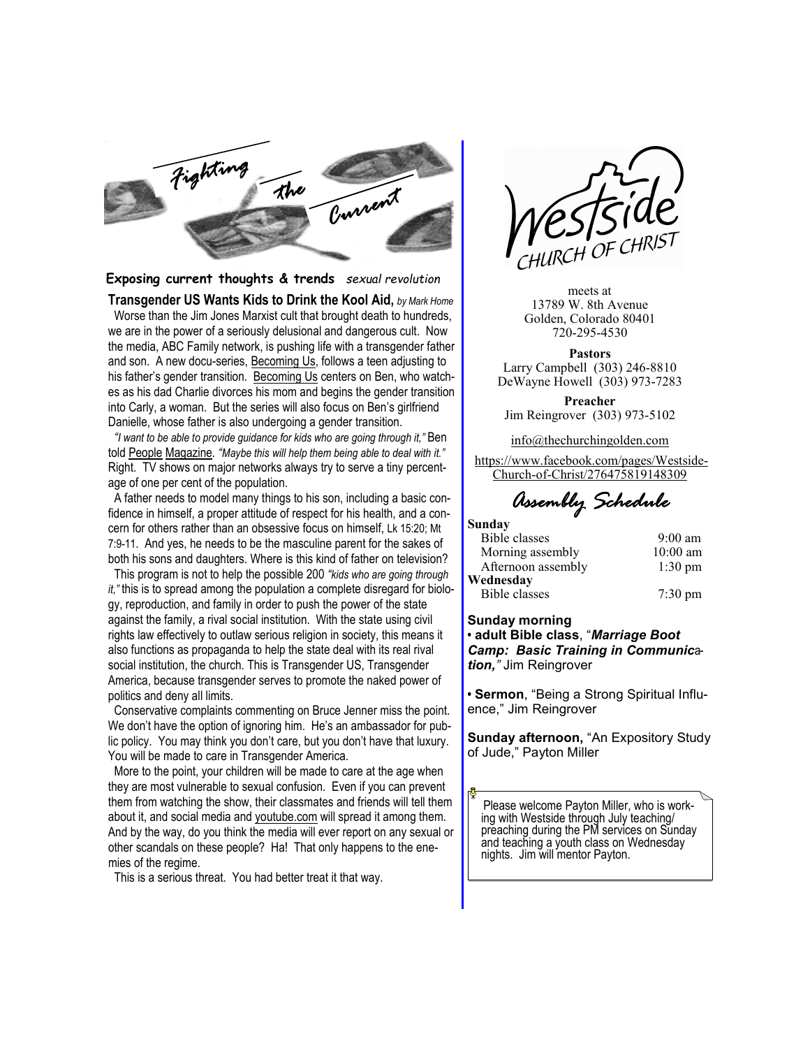Fighting the Current

**Exposing current thoughts & trends** *sexual revolution*

**Transgender US Wants Kids to Drink the Kool Aid,** *by Mark Home*

Worse than the Jim Jones Marxist cult that brought death to hundreds, we are in the power of a seriously delusional and dangerous cult. Now the media, ABC Family network, is pushing life with a transgender father and son. A new docu-series, Becoming Us, follows a teen adjusting to his father's gender transition. Becoming Us centers on Ben, who watches as his dad Charlie divorces his mom and begins the gender transition into Carly, a woman. But the series will also focus on Ben's girlfriend Danielle, whose father is also undergoing a gender transition.

*"I want to be able to provide guidance for kids who are going through it,"* Ben told People Magazine. *"Maybe this will help them being able to deal with it."* Right. TV shows on major networks always try to serve a tiny percentage of one per cent of the population.

A father needs to model many things to his son, including a basic confidence in himself, a proper attitude of respect for his health, and a concern for others rather than an obsessive focus on himself, Lk 15:20; Mt 7:9-11. And yes, he needs to be the masculine parent for the sakes of both his sons and daughters. Where is this kind of father on television?

This program is not to help the possible 200 *"kids who are going through it,"* this is to spread among the population a complete disregard for biology, reproduction, and family in order to push the power of the state against the family, a rival social institution. With the state using civil rights law effectively to outlaw serious religion in society, this means it also functions as propaganda to help the state deal with its real rival social institution, the church. This is Transgender US, Transgender America, because transgender serves to promote the naked power of politics and deny all limits.

Conservative complaints commenting on Bruce Jenner miss the point. We don't have the option of ignoring him. He's an ambassador for public policy. You may think you don't care, but you don't have that luxury. You will be made to care in Transgender America.

More to the point, your children will be made to care at the age when they are most vulnerable to sexual confusion. Even if you can prevent them from watching the show, their classmates and friends will tell them about it, and social media and youtube.com will spread it among them. And by the way, do you think the media will ever report on any sexual or other scandals on these people? Ha! That only happens to the enemies of the regime.

This is a serious threat. You had better treat it that way.

Westside CHURCH OF CHRIST

meets at
13789 W. 8th Avenue
Golden, Colorado 80401
720-295-4530

**Pastors**
Larry Campbell (303) 246-8810
DeWayne Howell (303) 973-7283

**Preacher**
Jim Reingrover (303) 973-5102

info@thechurchingolden.com

https://www.facebook.com/pages/Westside-Church-of-Christ/276475819148308

## Assembly Schedule

| | |
|---|---|
| **Sunday** | |
| Bible classes | 9:00 am |
| Morning assembly | 10:00 am |
| Afternoon assembly | 1:30 pm |
| **Wednesday** | |
| Bible classes | 7:30 pm |

**Sunday morning**

- **adult Bible class**, "***Marriage Boot Camp: Basic Training in Communication,"*** Jim Reingrover
- **Sermon**, "Being a Strong Spiritual Influence," Jim Reingrover

**Sunday afternoon,** "An Expository Study of Jude," Payton Miller

Please welcome Payton Miller, who is working with Westside through July teaching/preaching during the PM services on Sunday and teaching a youth class on Wednesday nights. Jim will mentor Payton.